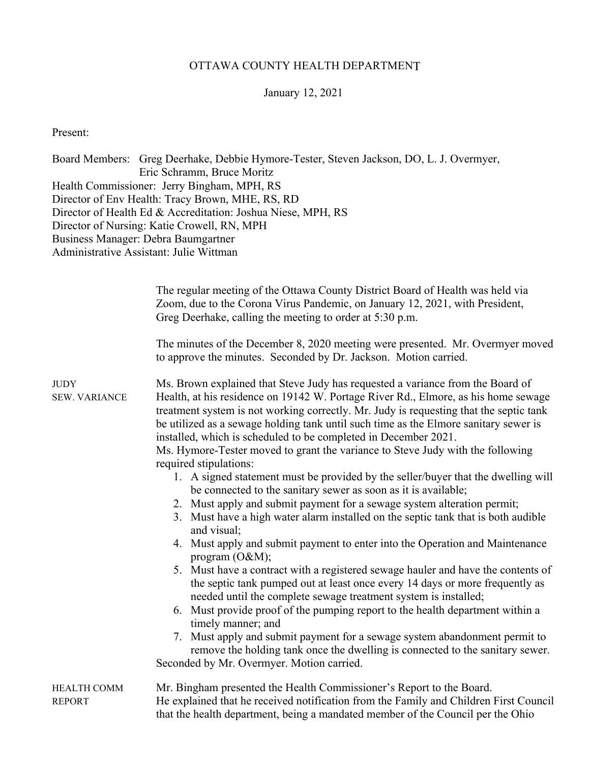# OTTAWA COUNTY HEALTH DEPARTMENT

January 12, 2021

Present:

Board Members: Greg Deerhake, Debbie Hymore-Tester, Steven Jackson, DO, L. J. Overmyer, Eric Schramm, Bruce Moritz
Health Commissioner: Jerry Bingham, MPH, RS
Director of Env Health: Tracy Brown, MHE, RS, RD
Director of Health Ed & Accreditation: Joshua Niese, MPH, RS
Director of Nursing: Katie Crowell, RN, MPH
Business Manager: Debra Baumgartner
Administrative Assistant: Julie Wittman

The regular meeting of the Ottawa County District Board of Health was held via Zoom, due to the Corona Virus Pandemic, on January 12, 2021, with President, Greg Deerhake, calling the meeting to order at 5:30 p.m.

The minutes of the December 8, 2020 meeting were presented. Mr. Overmyer moved to approve the minutes. Seconded by Dr. Jackson. Motion carried.

JUDY SEW. VARIANCE

Ms. Brown explained that Steve Judy has requested a variance from the Board of Health, at his residence on 19142 W. Portage River Rd., Elmore, as his home sewage treatment system is not working correctly. Mr. Judy is requesting that the septic tank be utilized as a sewage holding tank until such time as the Elmore sanitary sewer is installed, which is scheduled to be completed in December 2021.
Ms. Hymore-Tester moved to grant the variance to Steve Judy with the following required stipulations:

1. A signed statement must be provided by the seller/buyer that the dwelling will be connected to the sanitary sewer as soon as it is available;
2. Must apply and submit payment for a sewage system alteration permit;
3. Must have a high water alarm installed on the septic tank that is both audible and visual;
4. Must apply and submit payment to enter into the Operation and Maintenance program (O&M);
5. Must have a contract with a registered sewage hauler and have the contents of the septic tank pumped out at least once every 14 days or more frequently as needed until the complete sewage treatment system is installed;
6. Must provide proof of the pumping report to the health department within a timely manner; and
7. Must apply and submit payment for a sewage system abandonment permit to remove the holding tank once the dwelling is connected to the sanitary sewer.

Seconded by Mr. Overmyer. Motion carried.

HEALTH COMM REPORT

Mr. Bingham presented the Health Commissioner's Report to the Board.
He explained that he received notification from the Family and Children First Council that the health department, being a mandated member of the Council per the Ohio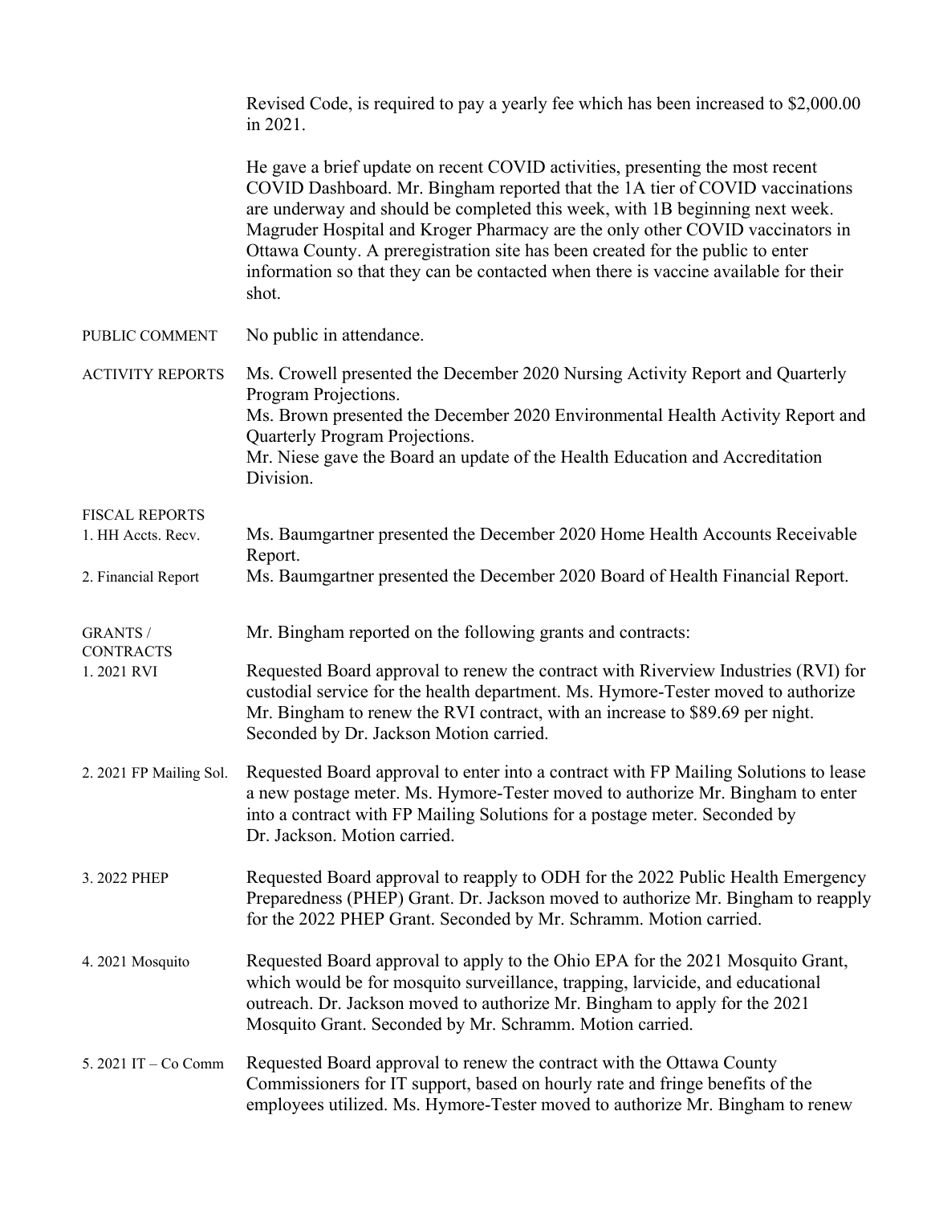Revised Code, is required to pay a yearly fee which has been increased to $2,000.00 in 2021.

He gave a brief update on recent COVID activities, presenting the most recent COVID Dashboard. Mr. Bingham reported that the 1A tier of COVID vaccinations are underway and should be completed this week, with 1B beginning next week. Magruder Hospital and Kroger Pharmacy are the only other COVID vaccinators in Ottawa County. A preregistration site has been created for the public to enter information so that they can be contacted when there is vaccine available for their shot.

PUBLIC COMMENT

No public in attendance.

ACTIVITY REPORTS

Ms. Crowell presented the December 2020 Nursing Activity Report and Quarterly Program Projections.
Ms. Brown presented the December 2020 Environmental Health Activity Report and Quarterly Program Projections.
Mr. Niese gave the Board an update of the Health Education and Accreditation Division.

FISCAL REPORTS

1. HH Accts. Recv.

Ms. Baumgartner presented the December 2020 Home Health Accounts Receivable Report.

2. Financial Report

Ms. Baumgartner presented the December 2020 Board of Health Financial Report.

GRANTS / CONTRACTS

Mr. Bingham reported on the following grants and contracts:

1. 2021 RVI

Requested Board approval to renew the contract with Riverview Industries (RVI) for custodial service for the health department. Ms. Hymore-Tester moved to authorize Mr. Bingham to renew the RVI contract, with an increase to $89.69 per night. Seconded by Dr. Jackson Motion carried.

2. 2021 FP Mailing Sol.

Requested Board approval to enter into a contract with FP Mailing Solutions to lease a new postage meter. Ms. Hymore-Tester moved to authorize Mr. Bingham to enter into a contract with FP Mailing Solutions for a postage meter. Seconded by Dr. Jackson. Motion carried.

3. 2022 PHEP

Requested Board approval to reapply to ODH for the 2022 Public Health Emergency Preparedness (PHEP) Grant. Dr. Jackson moved to authorize Mr. Bingham to reapply for the 2022 PHEP Grant. Seconded by Mr. Schramm. Motion carried.

4. 2021 Mosquito

Requested Board approval to apply to the Ohio EPA for the 2021 Mosquito Grant, which would be for mosquito surveillance, trapping, larvicide, and educational outreach. Dr. Jackson moved to authorize Mr. Bingham to apply for the 2021 Mosquito Grant. Seconded by Mr. Schramm. Motion carried.

5. 2021 IT – Co Comm

Requested Board approval to renew the contract with the Ottawa County Commissioners for IT support, based on hourly rate and fringe benefits of the employees utilized. Ms. Hymore-Tester moved to authorize Mr. Bingham to renew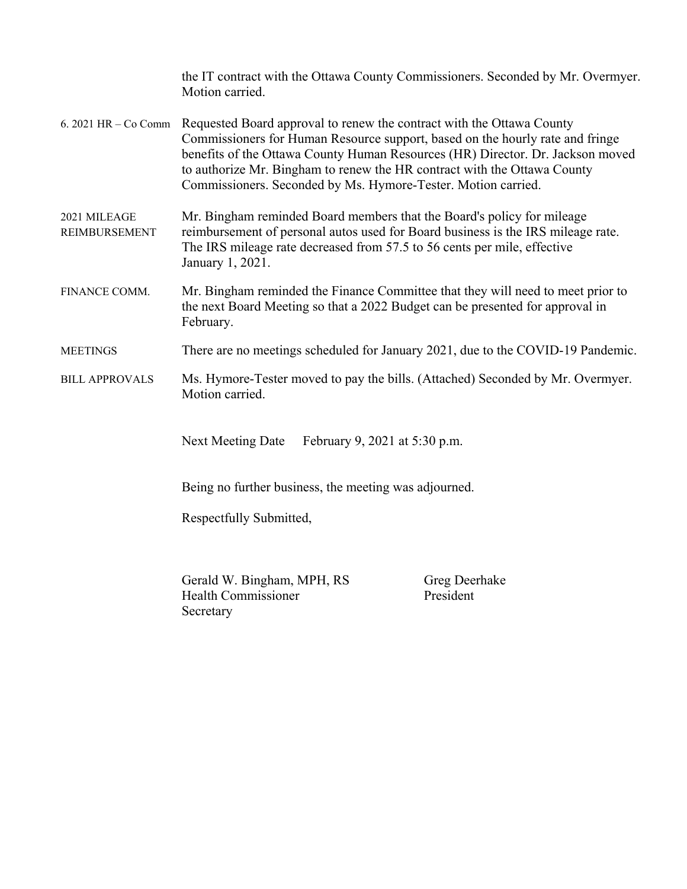the IT contract with the Ottawa County Commissioners. Seconded by Mr. Overmyer. Motion carried.

6. 2021 HR – Co Comm — Requested Board approval to renew the contract with the Ottawa County Commissioners for Human Resource support, based on the hourly rate and fringe benefits of the Ottawa County Human Resources (HR) Director. Dr. Jackson moved to authorize Mr. Bingham to renew the HR contract with the Ottawa County Commissioners. Seconded by Ms. Hymore-Tester. Motion carried.

2021 MILEAGE REIMBURSEMENT — Mr. Bingham reminded Board members that the Board's policy for mileage reimbursement of personal autos used for Board business is the IRS mileage rate. The IRS mileage rate decreased from 57.5 to 56 cents per mile, effective January 1, 2021.

FINANCE COMM. — Mr. Bingham reminded the Finance Committee that they will need to meet prior to the next Board Meeting so that a 2022 Budget can be presented for approval in February.

MEETINGS — There are no meetings scheduled for January 2021, due to the COVID-19 Pandemic.

BILL APPROVALS — Ms. Hymore-Tester moved to pay the bills. (Attached) Seconded by Mr. Overmyer. Motion carried.

Next Meeting Date February 9, 2021 at 5:30 p.m.

Being no further business, the meeting was adjourned.

Respectfully Submitted,

Gerald W. Bingham, MPH, RS
Health Commissioner
Secretary

Greg Deerhake
President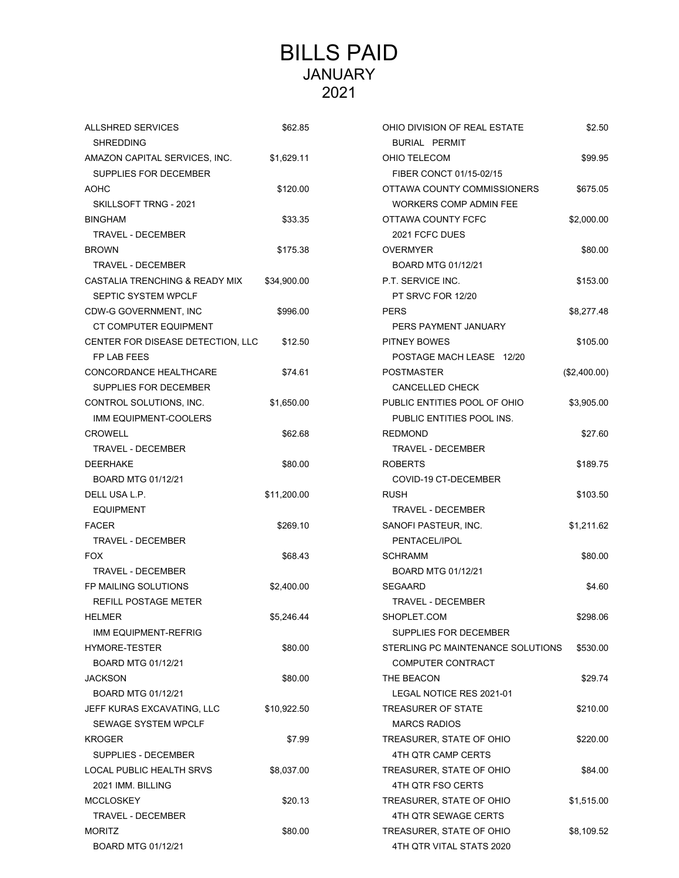# BILLS PAID
## JANUARY
## 2021

| Vendor / Description | Amount |
|---|---|
| ALLSHRED SERVICES<br>SHREDDING | $62.85 |
| AMAZON CAPITAL SERVICES, INC.<br>SUPPLIES FOR DECEMBER | $1,629.11 |
| AOHC<br>SKILLSOFT TRNG - 2021 | $120.00 |
| BINGHAM<br>TRAVEL - DECEMBER | $33.35 |
| BROWN<br>TRAVEL - DECEMBER | $175.38 |
| CASTALIA TRENCHING & READY MIX<br>SEPTIC SYSTEM WPCLF | $34,900.00 |
| CDW-G GOVERNMENT, INC<br>CT COMPUTER EQUIPMENT | $996.00 |
| CENTER FOR DISEASE DETECTION, LLC<br>FP LAB FEES | $12.50 |
| CONCORDANCE HEALTHCARE<br>SUPPLIES FOR DECEMBER | $74.61 |
| CONTROL SOLUTIONS, INC.<br>IMM EQUIPMENT-COOLERS | $1,650.00 |
| CROWELL<br>TRAVEL - DECEMBER | $62.68 |
| DEERHAKE<br>BOARD MTG 01/12/21 | $80.00 |
| DELL USA L.P.<br>EQUIPMENT | $11,200.00 |
| FACER<br>TRAVEL - DECEMBER | $269.10 |
| FOX<br>TRAVEL - DECEMBER | $68.43 |
| FP MAILING SOLUTIONS<br>REFILL POSTAGE METER | $2,400.00 |
| HELMER<br>IMM EQUIPMENT-REFRIG | $5,246.44 |
| HYMORE-TESTER<br>BOARD MTG 01/12/21 | $80.00 |
| JACKSON<br>BOARD MTG 01/12/21 | $80.00 |
| JEFF KURAS EXCAVATING, LLC<br>SEWAGE SYSTEM WPCLF | $10,922.50 |
| KROGER<br>SUPPLIES - DECEMBER | $7.99 |
| LOCAL PUBLIC HEALTH SRVS<br>2021 IMM. BILLING | $8,037.00 |
| MCCLOSKEY<br>TRAVEL - DECEMBER | $20.13 |
| MORITZ<br>BOARD MTG 01/12/21 | $80.00 |
| OHIO DIVISION OF REAL ESTATE<br>BURIAL PERMIT | $2.50 |
| OHIO TELECOM<br>FIBER CONCT 01/15-02/15 | $99.95 |
| OTTAWA COUNTY COMMISSIONERS<br>WORKERS COMP ADMIN FEE | $675.05 |
| OTTAWA COUNTY FCFC<br>2021 FCFC DUES | $2,000.00 |
| OVERMYER<br>BOARD MTG 01/12/21 | $80.00 |
| P.T. SERVICE INC.<br>PT SRVC FOR 12/20 | $153.00 |
| PERS<br>PERS PAYMENT JANUARY | $8,277.48 |
| PITNEY BOWES<br>POSTAGE MACH LEASE 12/20 | $105.00 |
| POSTMASTER<br>CANCELLED CHECK | ($2,400.00) |
| PUBLIC ENTITIES POOL OF OHIO<br>PUBLIC ENTITIES POOL INS. | $3,905.00 |
| REDMOND<br>TRAVEL - DECEMBER | $27.60 |
| ROBERTS<br>COVID-19 CT-DECEMBER | $189.75 |
| RUSH<br>TRAVEL - DECEMBER | $103.50 |
| SANOFI PASTEUR, INC.<br>PENTACEL/IPOL | $1,211.62 |
| SCHRAMM<br>BOARD MTG 01/12/21 | $80.00 |
| SEGAARD<br>TRAVEL - DECEMBER | $4.60 |
| SHOPLET.COM<br>SUPPLIES FOR DECEMBER | $298.06 |
| STERLING PC MAINTENANCE SOLUTIONS<br>COMPUTER CONTRACT | $530.00 |
| THE BEACON<br>LEGAL NOTICE RES 2021-01 | $29.74 |
| TREASURER OF STATE<br>MARCS RADIOS | $210.00 |
| TREASURER, STATE OF OHIO<br>4TH QTR CAMP CERTS | $220.00 |
| TREASURER, STATE OF OHIO<br>4TH QTR FSO CERTS | $84.00 |
| TREASURER, STATE OF OHIO<br>4TH QTR SEWAGE CERTS | $1,515.00 |
| TREASURER, STATE OF OHIO<br>4TH QTR VITAL STATS 2020 | $8,109.52 |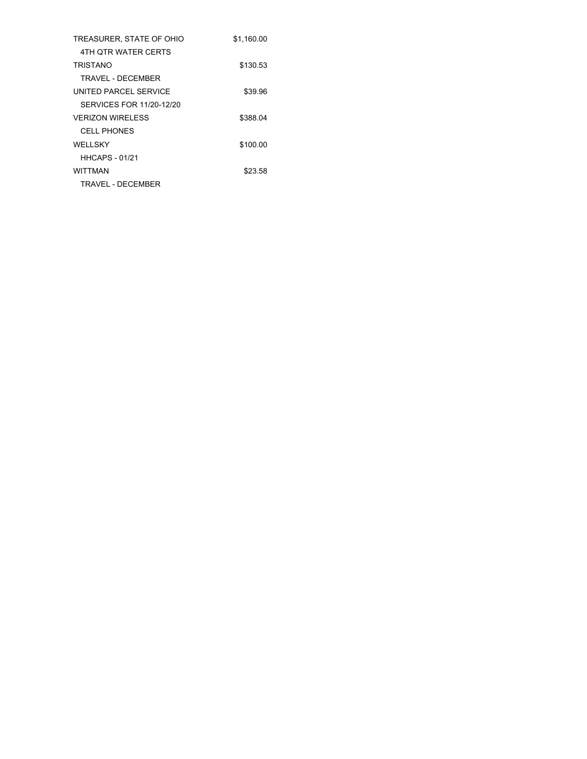| | |
|---|---|
| TREASURER, STATE OF OHIO | $1,160.00 |
| 4TH QTR WATER CERTS | |
| TRISTANO | $130.53 |
| TRAVEL - DECEMBER | |
| UNITED PARCEL SERVICE | $39.96 |
| SERVICES FOR 11/20-12/20 | |
| VERIZON WIRELESS | $388.04 |
| CELL PHONES | |
| WELLSKY | $100.00 |
| HHCAPS - 01/21 | |
| WITTMAN | $23.58 |
| TRAVEL - DECEMBER | |